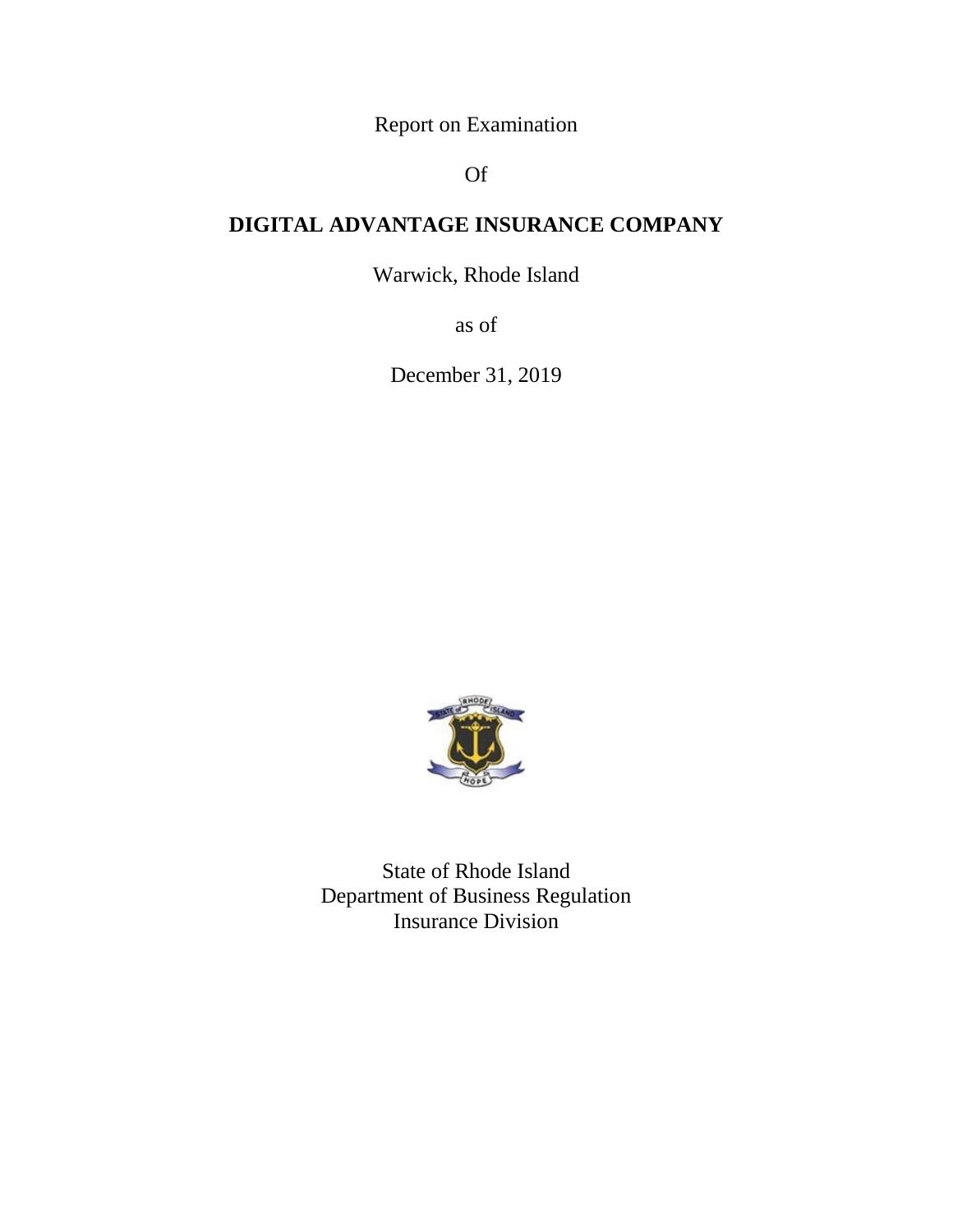Report on Examination

Of

**DIGITAL ADVANTAGE INSURANCE COMPANY**

Warwick, Rhode Island

as of

December 31, 2019

State of Rhode Island
Department of Business Regulation
Insurance Division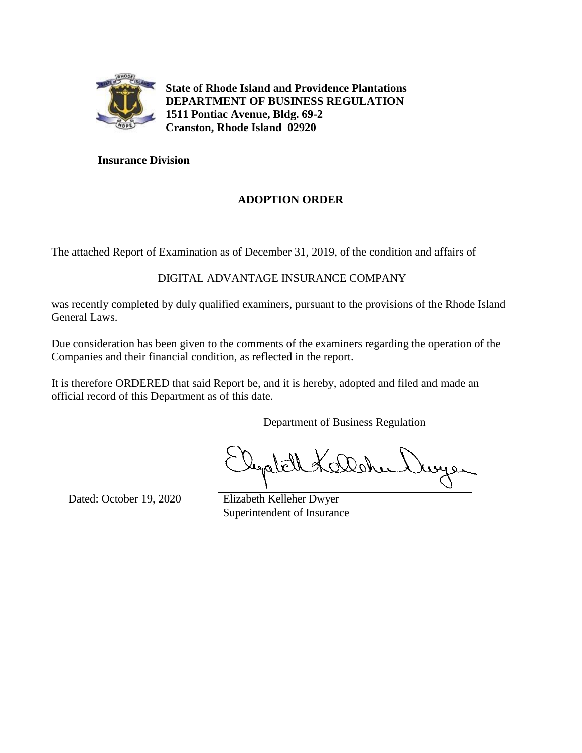**State of Rhode Island and Providence Plantations**
**DEPARTMENT OF BUSINESS REGULATION**
**1511 Pontiac Avenue, Bldg. 69-2**
**Cranston, Rhode Island 02920**

**Insurance Division**

## ADOPTION ORDER

The attached Report of Examination as of December 31, 2019, of the condition and affairs of

DIGITAL ADVANTAGE INSURANCE COMPANY

was recently completed by duly qualified examiners, pursuant to the provisions of the Rhode Island General Laws.

Due consideration has been given to the comments of the examiners regarding the operation of the Companies and their financial condition, as reflected in the report.

It is therefore ORDERED that said Report be, and it is hereby, adopted and filed and made an official record of this Department as of this date.

Department of Business Regulation

Dated: October 19, 2020

Elizabeth Kelleher Dwyer
Superintendent of Insurance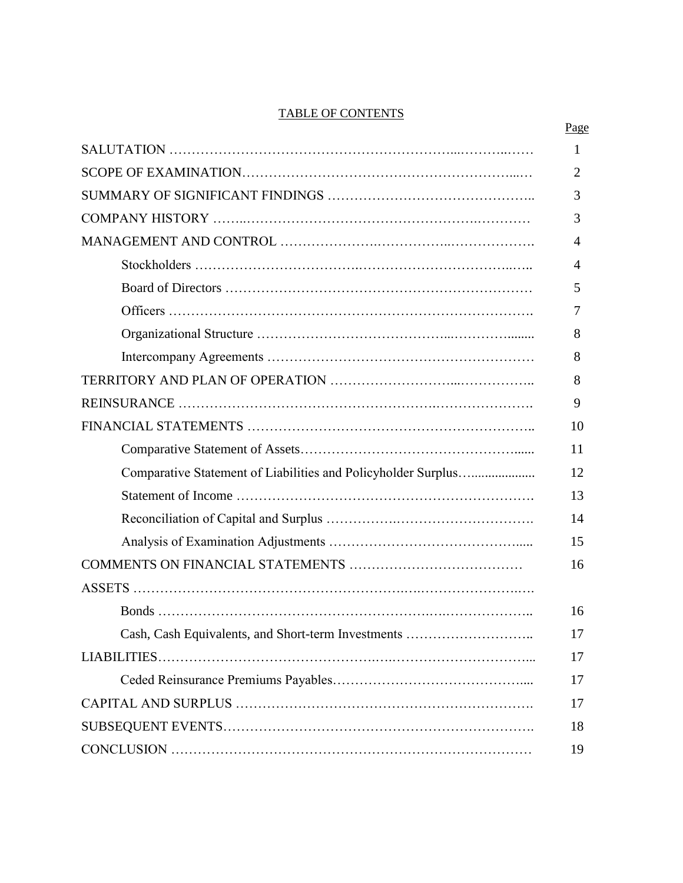# TABLE OF CONTENTS

| | Page |
|---|---|
| SALUTATION | 1 |
| SCOPE OF EXAMINATION | 2 |
| SUMMARY OF SIGNIFICANT FINDINGS | 3 |
| COMPANY HISTORY | 3 |
| MANAGEMENT AND CONTROL | 4 |
| Stockholders | 4 |
| Board of Directors | 5 |
| Officers | 7 |
| Organizational Structure | 8 |
| Intercompany Agreements | 8 |
| TERRITORY AND PLAN OF OPERATION | 8 |
| REINSURANCE | 9 |
| FINANCIAL STATEMENTS | 10 |
| Comparative Statement of Assets | 11 |
| Comparative Statement of Liabilities and Policyholder Surplus | 12 |
| Statement of Income | 13 |
| Reconciliation of Capital and Surplus | 14 |
| Analysis of Examination Adjustments | 15 |
| COMMENTS ON FINANCIAL STATEMENTS | 16 |
| ASSETS | |
| Bonds | 16 |
| Cash, Cash Equivalents, and Short-term Investments | 17 |
| LIABILITIES | 17 |
| Ceded Reinsurance Premiums Payables | 17 |
| CAPITAL AND SURPLUS | 17 |
| SUBSEQUENT EVENTS | 18 |
| CONCLUSION | 19 |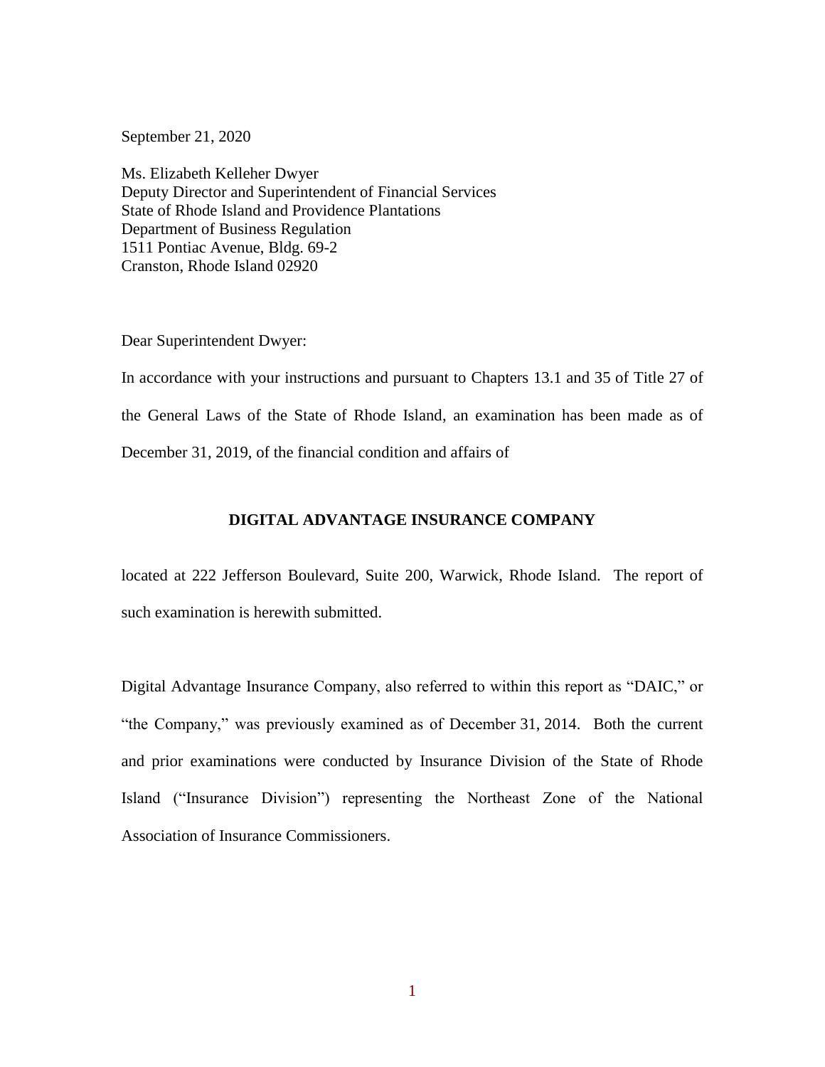September 21, 2020

Ms. Elizabeth Kelleher Dwyer
Deputy Director and Superintendent of Financial Services
State of Rhode Island and Providence Plantations
Department of Business Regulation
1511 Pontiac Avenue, Bldg. 69-2
Cranston, Rhode Island 02920

Dear Superintendent Dwyer:

In accordance with your instructions and pursuant to Chapters 13.1 and 35 of Title 27 of the General Laws of the State of Rhode Island, an examination has been made as of December 31, 2019, of the financial condition and affairs of

**DIGITAL ADVANTAGE INSURANCE COMPANY**

located at 222 Jefferson Boulevard, Suite 200, Warwick, Rhode Island. The report of such examination is herewith submitted.

Digital Advantage Insurance Company, also referred to within this report as "DAIC," or "the Company," was previously examined as of December 31, 2014. Both the current and prior examinations were conducted by Insurance Division of the State of Rhode Island ("Insurance Division") representing the Northeast Zone of the National Association of Insurance Commissioners.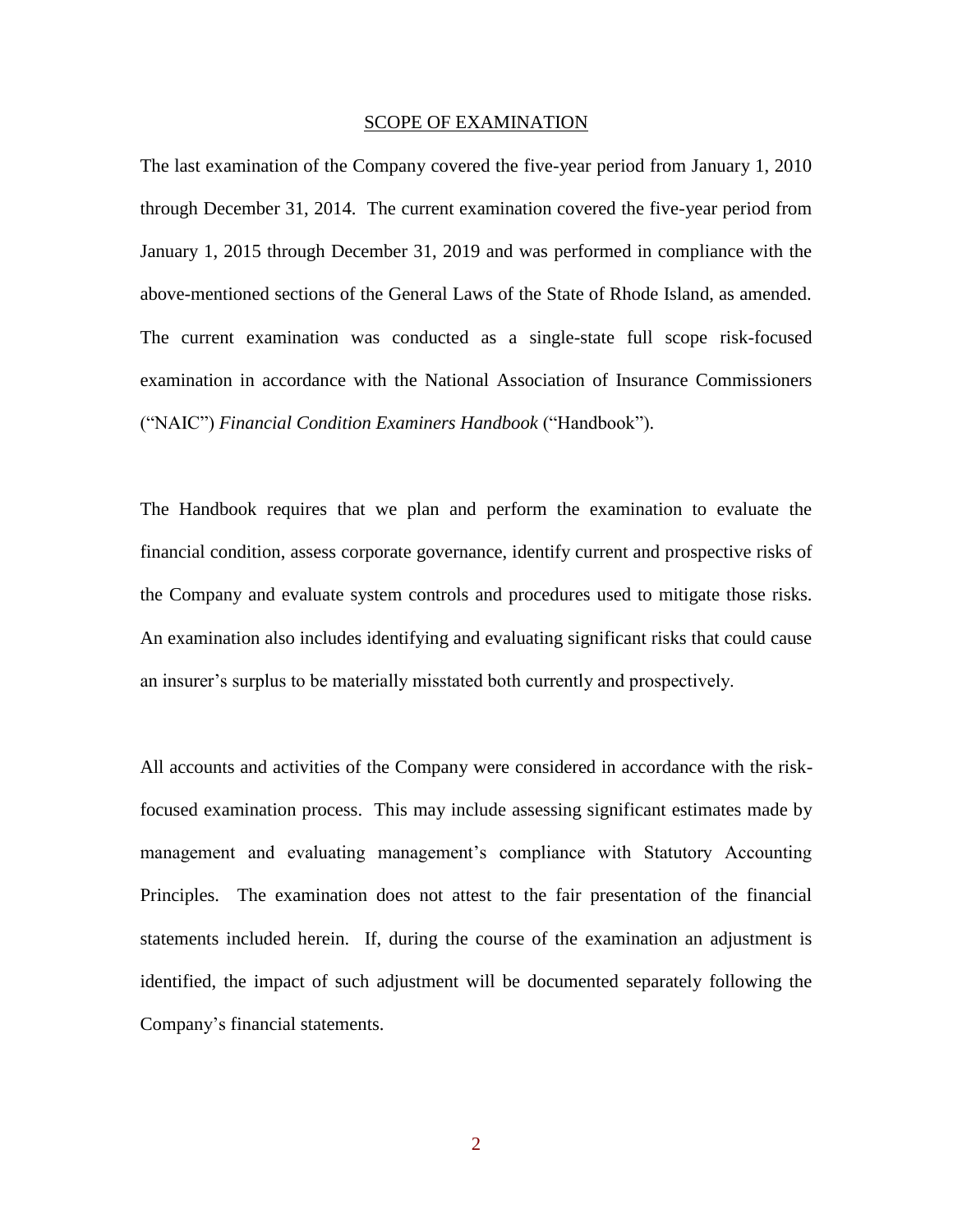## SCOPE OF EXAMINATION

The last examination of the Company covered the five-year period from January 1, 2010 through December 31, 2014. The current examination covered the five-year period from January 1, 2015 through December 31, 2019 and was performed in compliance with the above-mentioned sections of the General Laws of the State of Rhode Island, as amended. The current examination was conducted as a single-state full scope risk-focused examination in accordance with the National Association of Insurance Commissioners ("NAIC") *Financial Condition Examiners Handbook* ("Handbook").

The Handbook requires that we plan and perform the examination to evaluate the financial condition, assess corporate governance, identify current and prospective risks of the Company and evaluate system controls and procedures used to mitigate those risks. An examination also includes identifying and evaluating significant risks that could cause an insurer's surplus to be materially misstated both currently and prospectively.

All accounts and activities of the Company were considered in accordance with the risk-focused examination process. This may include assessing significant estimates made by management and evaluating management's compliance with Statutory Accounting Principles. The examination does not attest to the fair presentation of the financial statements included herein. If, during the course of the examination an adjustment is identified, the impact of such adjustment will be documented separately following the Company's financial statements.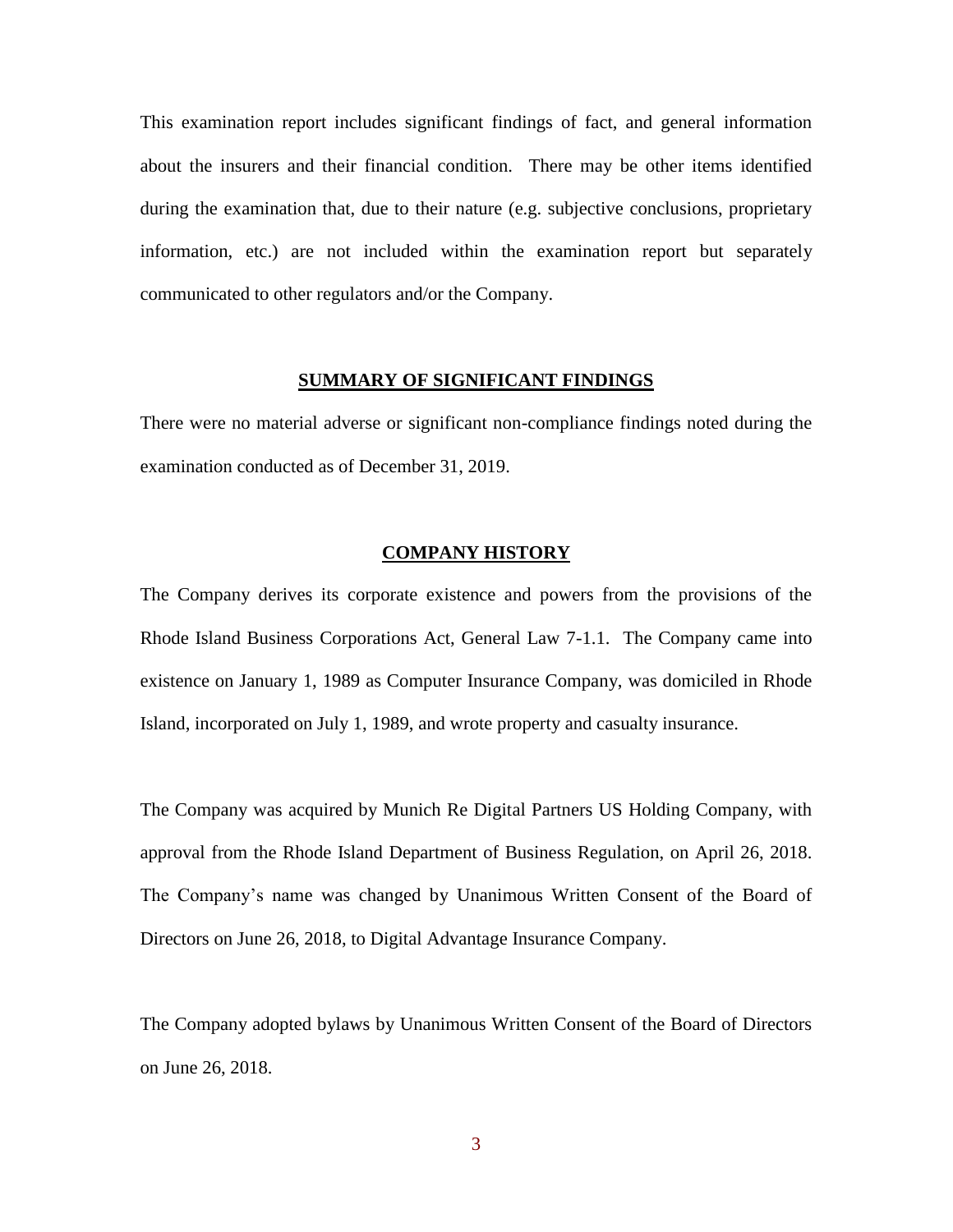This examination report includes significant findings of fact, and general information about the insurers and their financial condition. There may be other items identified during the examination that, due to their nature (e.g. subjective conclusions, proprietary information, etc.) are not included within the examination report but separately communicated to other regulators and/or the Company.

## SUMMARY OF SIGNIFICANT FINDINGS

There were no material adverse or significant non-compliance findings noted during the examination conducted as of December 31, 2019.

## COMPANY HISTORY

The Company derives its corporate existence and powers from the provisions of the Rhode Island Business Corporations Act, General Law 7-1.1. The Company came into existence on January 1, 1989 as Computer Insurance Company, was domiciled in Rhode Island, incorporated on July 1, 1989, and wrote property and casualty insurance.

The Company was acquired by Munich Re Digital Partners US Holding Company, with approval from the Rhode Island Department of Business Regulation, on April 26, 2018. The Company's name was changed by Unanimous Written Consent of the Board of Directors on June 26, 2018, to Digital Advantage Insurance Company.

The Company adopted bylaws by Unanimous Written Consent of the Board of Directors on June 26, 2018.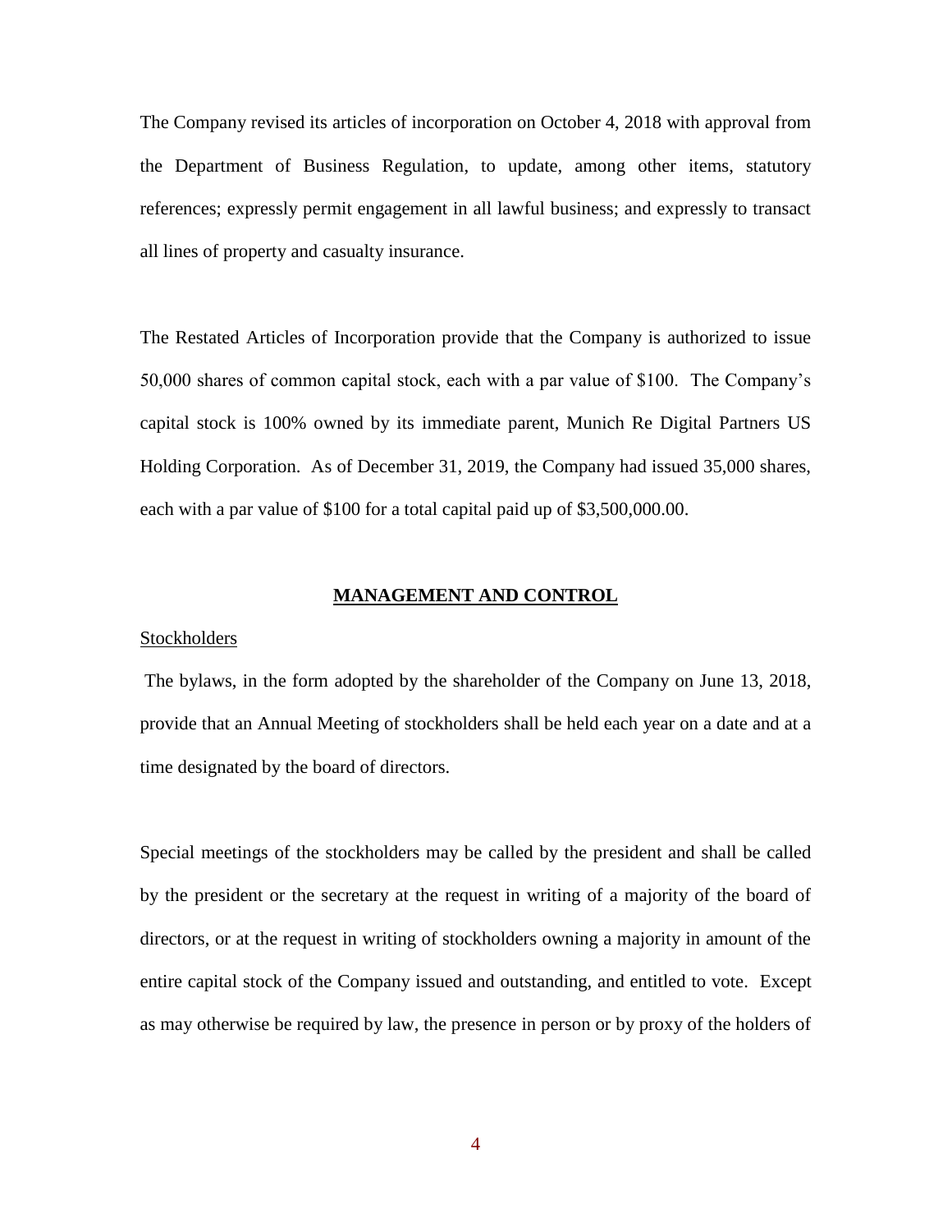The Company revised its articles of incorporation on October 4, 2018 with approval from the Department of Business Regulation, to update, among other items, statutory references; expressly permit engagement in all lawful business; and expressly to transact all lines of property and casualty insurance.

The Restated Articles of Incorporation provide that the Company is authorized to issue 50,000 shares of common capital stock, each with a par value of $100. The Company's capital stock is 100% owned by its immediate parent, Munich Re Digital Partners US Holding Corporation. As of December 31, 2019, the Company had issued 35,000 shares, each with a par value of $100 for a total capital paid up of $3,500,000.00.

## MANAGEMENT AND CONTROL

### Stockholders

The bylaws, in the form adopted by the shareholder of the Company on June 13, 2018, provide that an Annual Meeting of stockholders shall be held each year on a date and at a time designated by the board of directors.

Special meetings of the stockholders may be called by the president and shall be called by the president or the secretary at the request in writing of a majority of the board of directors, or at the request in writing of stockholders owning a majority in amount of the entire capital stock of the Company issued and outstanding, and entitled to vote. Except as may otherwise be required by law, the presence in person or by proxy of the holders of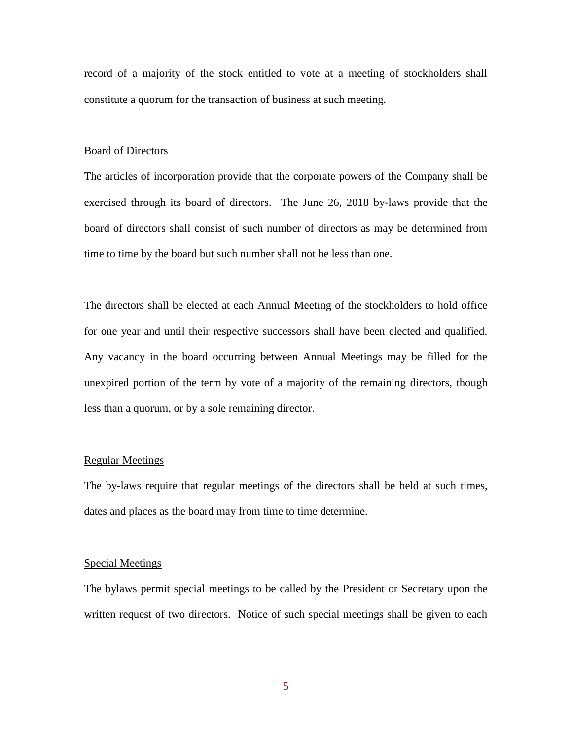record of a majority of the stock entitled to vote at a meeting of stockholders shall constitute a quorum for the transaction of business at such meeting.

Board of Directors

The articles of incorporation provide that the corporate powers of the Company shall be exercised through its board of directors. The June 26, 2018 by-laws provide that the board of directors shall consist of such number of directors as may be determined from time to time by the board but such number shall not be less than one.

The directors shall be elected at each Annual Meeting of the stockholders to hold office for one year and until their respective successors shall have been elected and qualified. Any vacancy in the board occurring between Annual Meetings may be filled for the unexpired portion of the term by vote of a majority of the remaining directors, though less than a quorum, or by a sole remaining director.

Regular Meetings

The by-laws require that regular meetings of the directors shall be held at such times, dates and places as the board may from time to time determine.

Special Meetings

The bylaws permit special meetings to be called by the President or Secretary upon the written request of two directors. Notice of such special meetings shall be given to each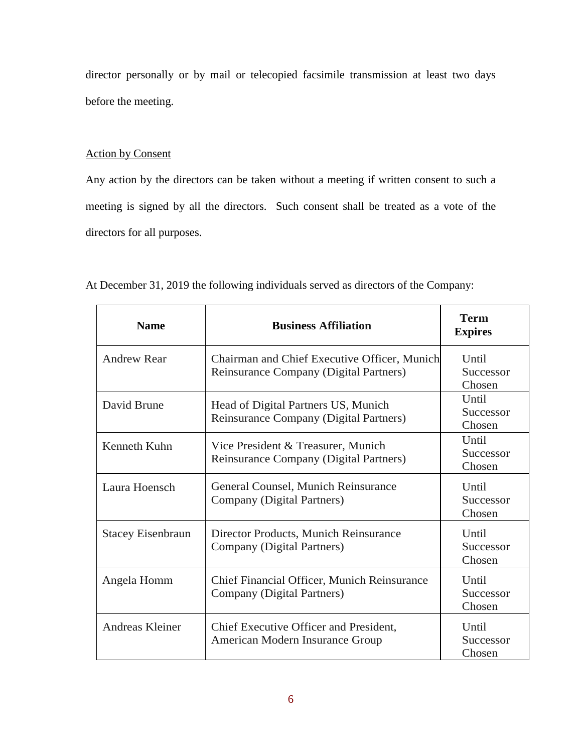director personally or by mail or telecopied facsimile transmission at least two days before the meeting.

Action by Consent

Any action by the directors can be taken without a meeting if written consent to such a meeting is signed by all the directors. Such consent shall be treated as a vote of the directors for all purposes.

At December 31, 2019 the following individuals served as directors of the Company:

| Name | Business Affiliation | Term Expires |
|---|---|---|
| Andrew Rear | Chairman and Chief Executive Officer, Munich Reinsurance Company (Digital Partners) | Until Successor Chosen |
| David Brune | Head of Digital Partners US, Munich Reinsurance Company (Digital Partners) | Until Successor Chosen |
| Kenneth Kuhn | Vice President & Treasurer, Munich Reinsurance Company (Digital Partners) | Until Successor Chosen |
| Laura Hoensch | General Counsel, Munich Reinsurance Company (Digital Partners) | Until Successor Chosen |
| Stacey Eisenbraun | Director Products, Munich Reinsurance Company (Digital Partners) | Until Successor Chosen |
| Angela Homm | Chief Financial Officer, Munich Reinsurance Company (Digital Partners) | Until Successor Chosen |
| Andreas Kleiner | Chief Executive Officer and President, American Modern Insurance Group | Until Successor Chosen |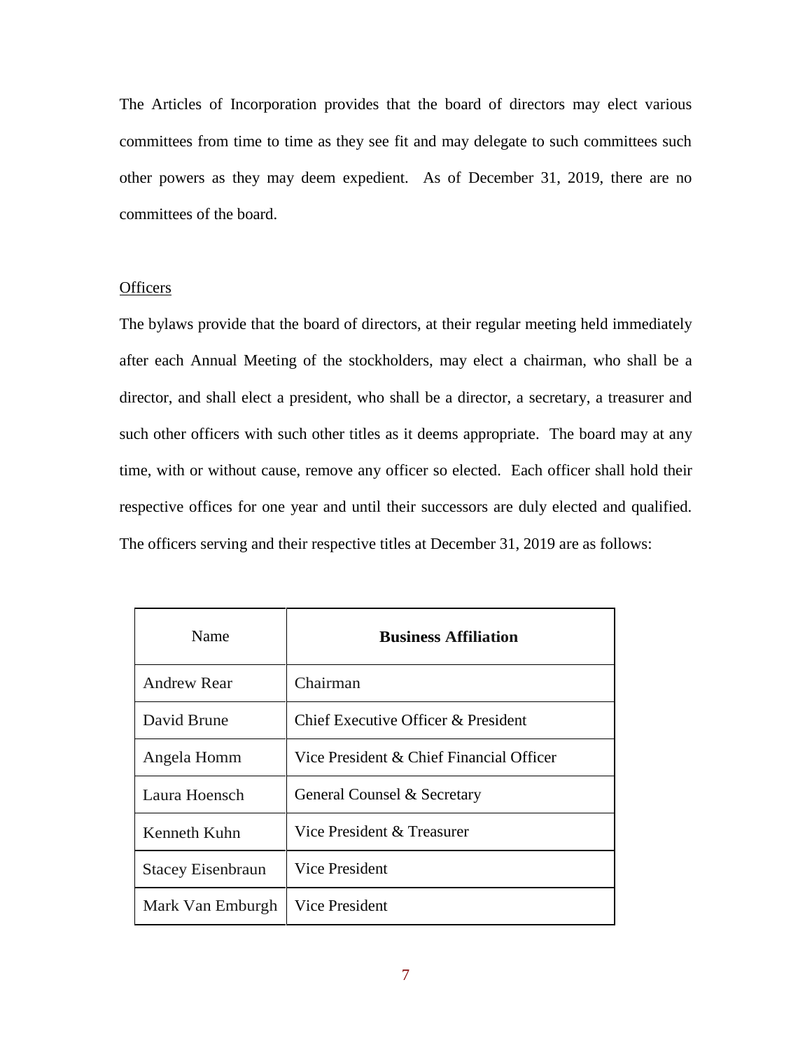The Articles of Incorporation provides that the board of directors may elect various committees from time to time as they see fit and may delegate to such committees such other powers as they may deem expedient. As of December 31, 2019, there are no committees of the board.

Officers

The bylaws provide that the board of directors, at their regular meeting held immediately after each Annual Meeting of the stockholders, may elect a chairman, who shall be a director, and shall elect a president, who shall be a director, a secretary, a treasurer and such other officers with such other titles as it deems appropriate. The board may at any time, with or without cause, remove any officer so elected. Each officer shall hold their respective offices for one year and until their successors are duly elected and qualified. The officers serving and their respective titles at December 31, 2019 are as follows:

| Name | **Business Affiliation** |
| --- | --- |
| Andrew Rear | Chairman |
| David Brune | Chief Executive Officer & President |
| Angela Homm | Vice President & Chief Financial Officer |
| Laura Hoensch | General Counsel & Secretary |
| Kenneth Kuhn | Vice President & Treasurer |
| Stacey Eisenbraun | Vice President |
| Mark Van Emburgh | Vice President |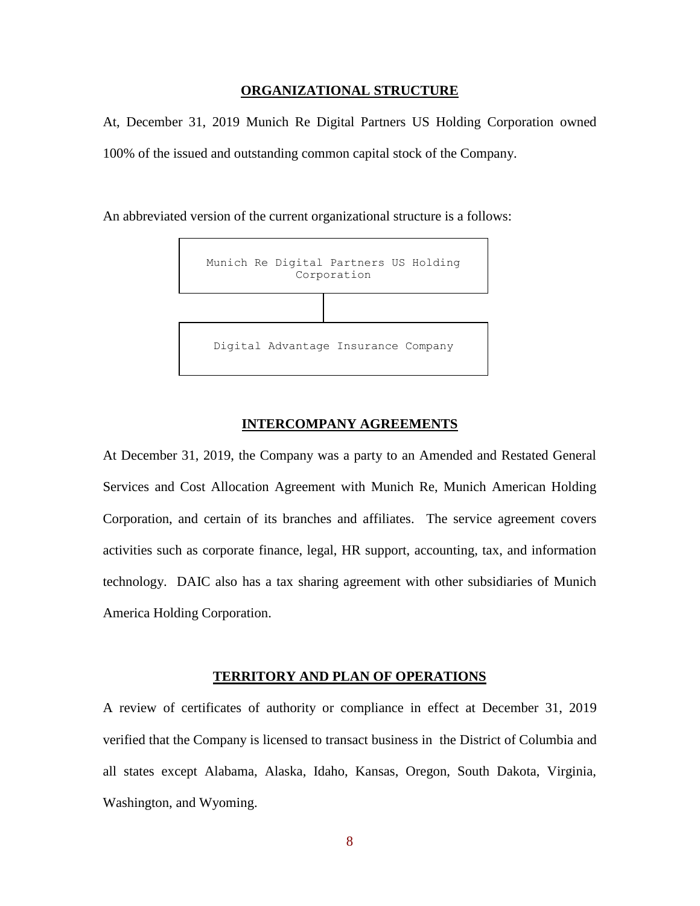## ORGANIZATIONAL STRUCTURE

At, December 31, 2019 Munich Re Digital Partners US Holding Corporation owned 100% of the issued and outstanding common capital stock of the Company.

An abbreviated version of the current organizational structure is a follows:

```
Munich Re Digital Partners US Holding Corporation
                    |
Digital Advantage Insurance Company
```

## INTERCOMPANY AGREEMENTS

At December 31, 2019, the Company was a party to an Amended and Restated General Services and Cost Allocation Agreement with Munich Re, Munich American Holding Corporation, and certain of its branches and affiliates. The service agreement covers activities such as corporate finance, legal, HR support, accounting, tax, and information technology. DAIC also has a tax sharing agreement with other subsidiaries of Munich America Holding Corporation.

## TERRITORY AND PLAN OF OPERATIONS

A review of certificates of authority or compliance in effect at December 31, 2019 verified that the Company is licensed to transact business in the District of Columbia and all states except Alabama, Alaska, Idaho, Kansas, Oregon, South Dakota, Virginia, Washington, and Wyoming.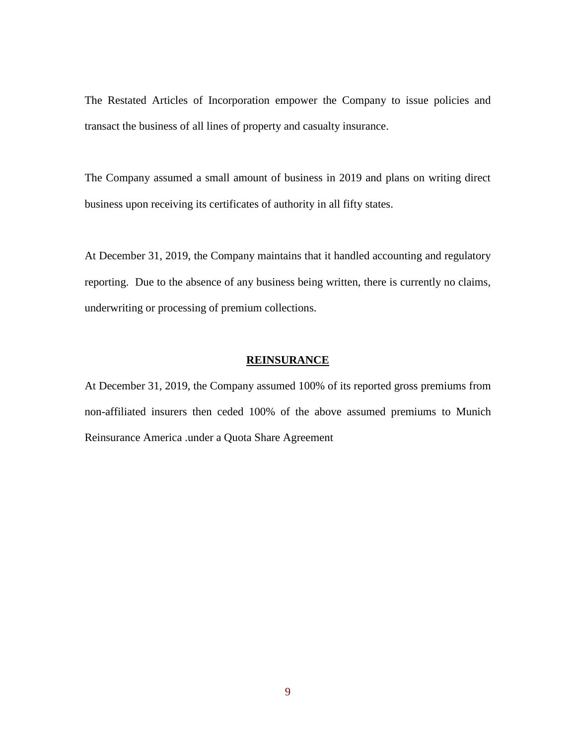The Restated Articles of Incorporation empower the Company to issue policies and transact the business of all lines of property and casualty insurance.

The Company assumed a small amount of business in 2019 and plans on writing direct business upon receiving its certificates of authority in all fifty states.

At December 31, 2019, the Company maintains that it handled accounting and regulatory reporting. Due to the absence of any business being written, there is currently no claims, underwriting or processing of premium collections.

## REINSURANCE

At December 31, 2019, the Company assumed 100% of its reported gross premiums from non-affiliated insurers then ceded 100% of the above assumed premiums to Munich Reinsurance America .under a Quota Share Agreement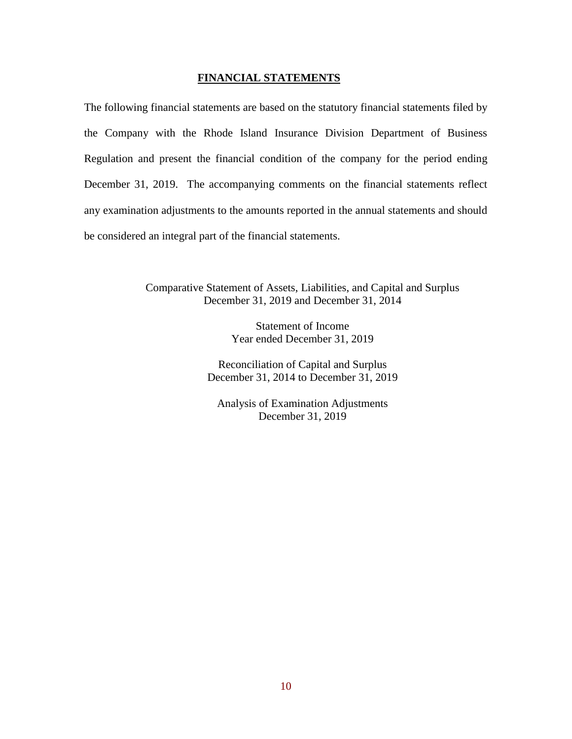## FINANCIAL STATEMENTS

The following financial statements are based on the statutory financial statements filed by the Company with the Rhode Island Insurance Division Department of Business Regulation and present the financial condition of the company for the period ending December 31, 2019. The accompanying comments on the financial statements reflect any examination adjustments to the amounts reported in the annual statements and should be considered an integral part of the financial statements.

Comparative Statement of Assets, Liabilities, and Capital and Surplus
December 31, 2019 and December 31, 2014

Statement of Income
Year ended December 31, 2019

Reconciliation of Capital and Surplus
December 31, 2014 to December 31, 2019

Analysis of Examination Adjustments
December 31, 2019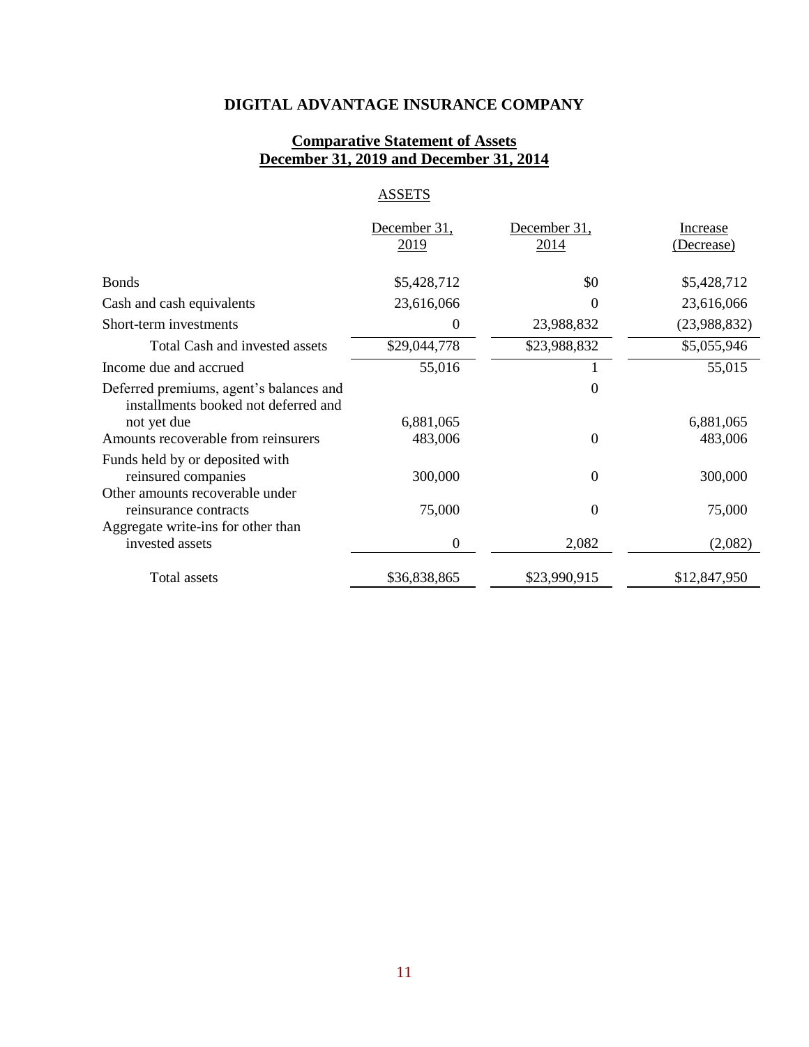# DIGITAL ADVANTAGE INSURANCE COMPANY

## Comparative Statement of Assets
## December 31, 2019 and December 31, 2014

### ASSETS

| | December 31, 2019 | December 31, 2014 | Increase (Decrease) |
|---|---|---|---|
| Bonds | $5,428,712 | $0 | $5,428,712 |
| Cash and cash equivalents | 23,616,066 | 0 | 23,616,066 |
| Short-term investments | 0 | 23,988,832 | (23,988,832) |
| Total Cash and invested assets | $29,044,778 | $23,988,832 | $5,055,946 |
| Income due and accrued | 55,016 | 1 | 55,015 |
| Deferred premiums, agent's balances and installments booked not deferred and not yet due | 6,881,065 | 0 | 6,881,065 |
| Amounts recoverable from reinsurers | 483,006 | 0 | 483,006 |
| Funds held by or deposited with reinsured companies | 300,000 | 0 | 300,000 |
| Other amounts recoverable under reinsurance contracts | 75,000 | 0 | 75,000 |
| Aggregate write-ins for other than invested assets | 0 | 2,082 | (2,082) |
| Total assets | $36,838,865 | $23,990,915 | $12,847,950 |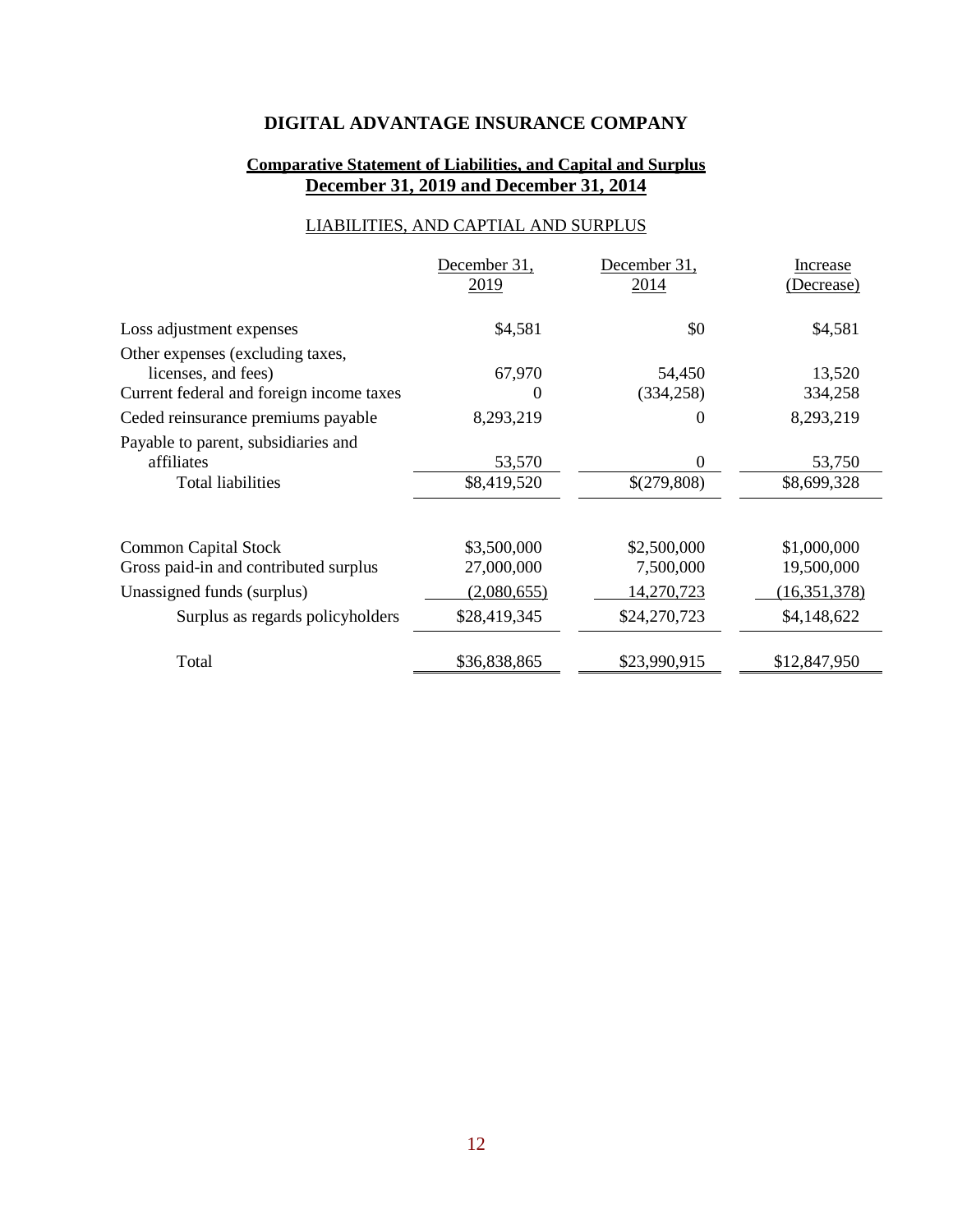**DIGITAL ADVANTAGE INSURANCE COMPANY**

**Comparative Statement of Liabilities, and Capital and Surplus**
**December 31, 2019 and December 31, 2014**

LIABILITIES, AND CAPTIAL AND SURPLUS

| | December 31, 2019 | December 31, 2014 | Increase (Decrease) |
|---|---|---|---|
| Loss adjustment expenses | $4,581 | $0 | $4,581 |
| Other expenses (excluding taxes, licenses, and fees) | 67,970 | 54,450 | 13,520 |
| Current federal and foreign income taxes | 0 | (334,258) | 334,258 |
| Ceded reinsurance premiums payable | 8,293,219 | 0 | 8,293,219 |
| Payable to parent, subsidiaries and affiliates | 53,570 | 0 | 53,750 |
| Total liabilities | $8,419,520 | $(279,808) | $8,699,328 |
| | | | |
| Common Capital Stock | $3,500,000 | $2,500,000 | $1,000,000 |
| Gross paid-in and contributed surplus | 27,000,000 | 7,500,000 | 19,500,000 |
| Unassigned funds (surplus) | (2,080,655) | 14,270,723 | (16,351,378) |
| Surplus as regards policyholders | $28,419,345 | $24,270,723 | $4,148,622 |
| | | | |
| Total | $36,838,865 | $23,990,915 | $12,847,950 |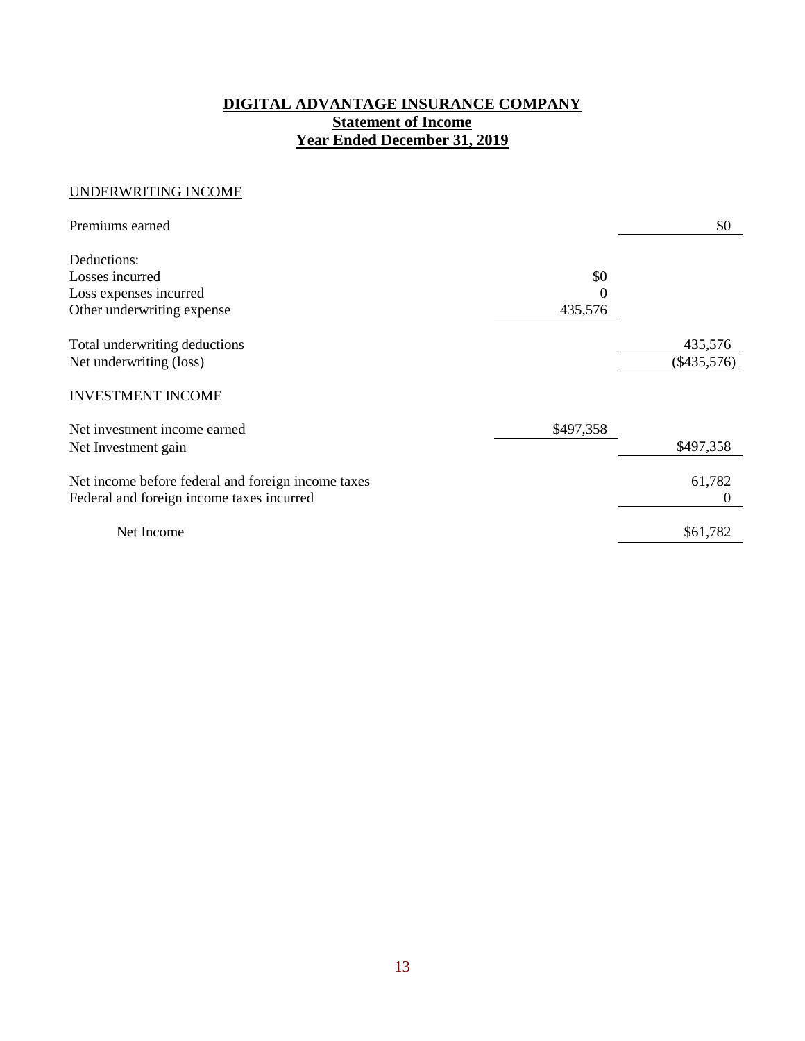# DIGITAL ADVANTAGE INSURANCE COMPANY
## Statement of Income
## Year Ended December 31, 2019

UNDERWRITING INCOME

| | | |
|---|---|---|
| Premiums earned | | $0 |
| Deductions: | | |
| Losses incurred | $0 | |
| Loss expenses incurred | 0 | |
| Other underwriting expense | 435,576 | |
| Total underwriting deductions | | 435,576 |
| Net underwriting (loss) | | ($435,576) |

INVESTMENT INCOME

| | | |
|---|---|---|
| Net investment income earned | $497,358 | |
| Net Investment gain | | $497,358 |
| Net income before federal and foreign income taxes | | 61,782 |
| Federal and foreign income taxes incurred | | 0 |
| Net Income | | $61,782 |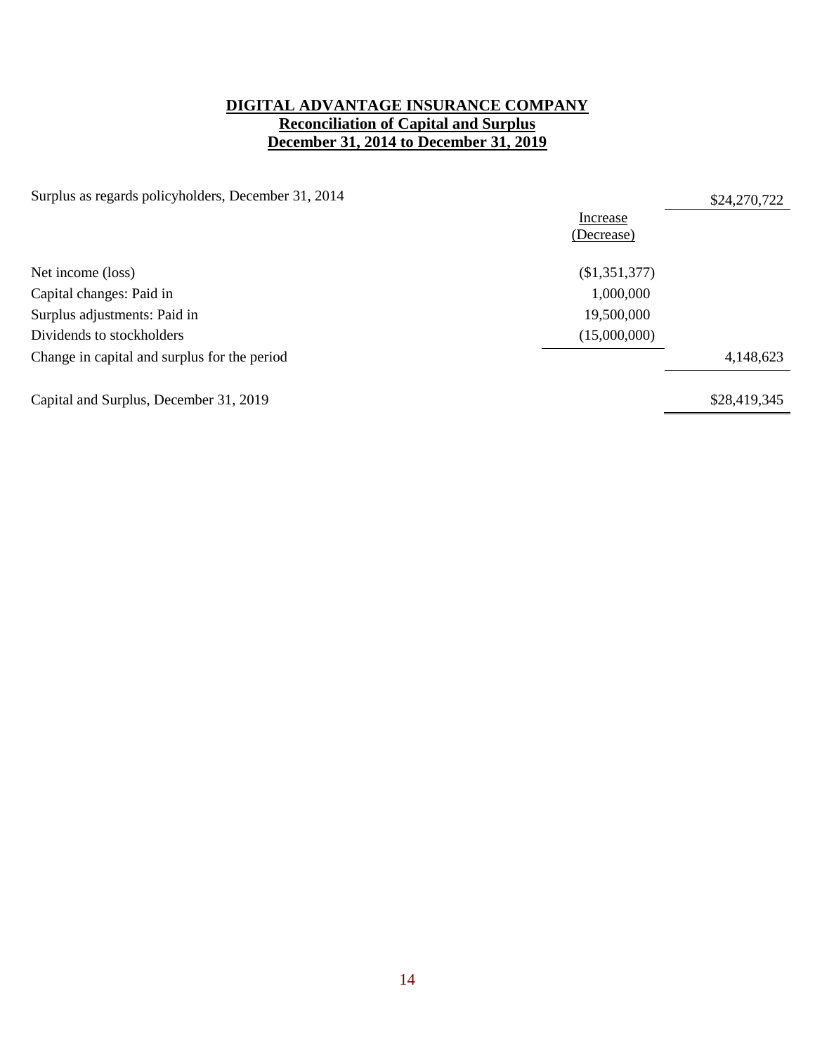**DIGITAL ADVANTAGE INSURANCE COMPANY**
**Reconciliation of Capital and Surplus**
**December 31, 2014 to December 31, 2019**

| | Increase (Decrease) | |
|---|---|---|
| Surplus as regards policyholders, December 31, 2014 | | $24,270,722 |
| Net income (loss) | ($1,351,377) | |
| Capital changes: Paid in | 1,000,000 | |
| Surplus adjustments: Paid in | 19,500,000 | |
| Dividends to stockholders | (15,000,000) | |
| Change in capital and surplus for the period | | 4,148,623 |
| Capital and Surplus, December 31, 2019 | | $28,419,345 |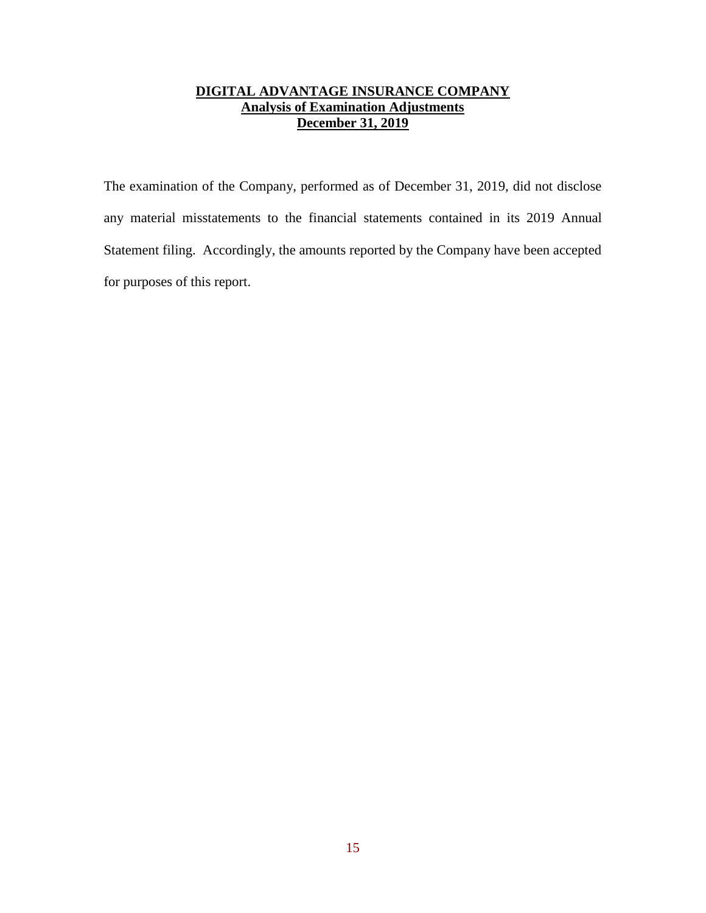**DIGITAL ADVANTAGE INSURANCE COMPANY**
**Analysis of Examination Adjustments**
**December 31, 2019**

The examination of the Company, performed as of December 31, 2019, did not disclose any material misstatements to the financial statements contained in its 2019 Annual Statement filing. Accordingly, the amounts reported by the Company have been accepted for purposes of this report.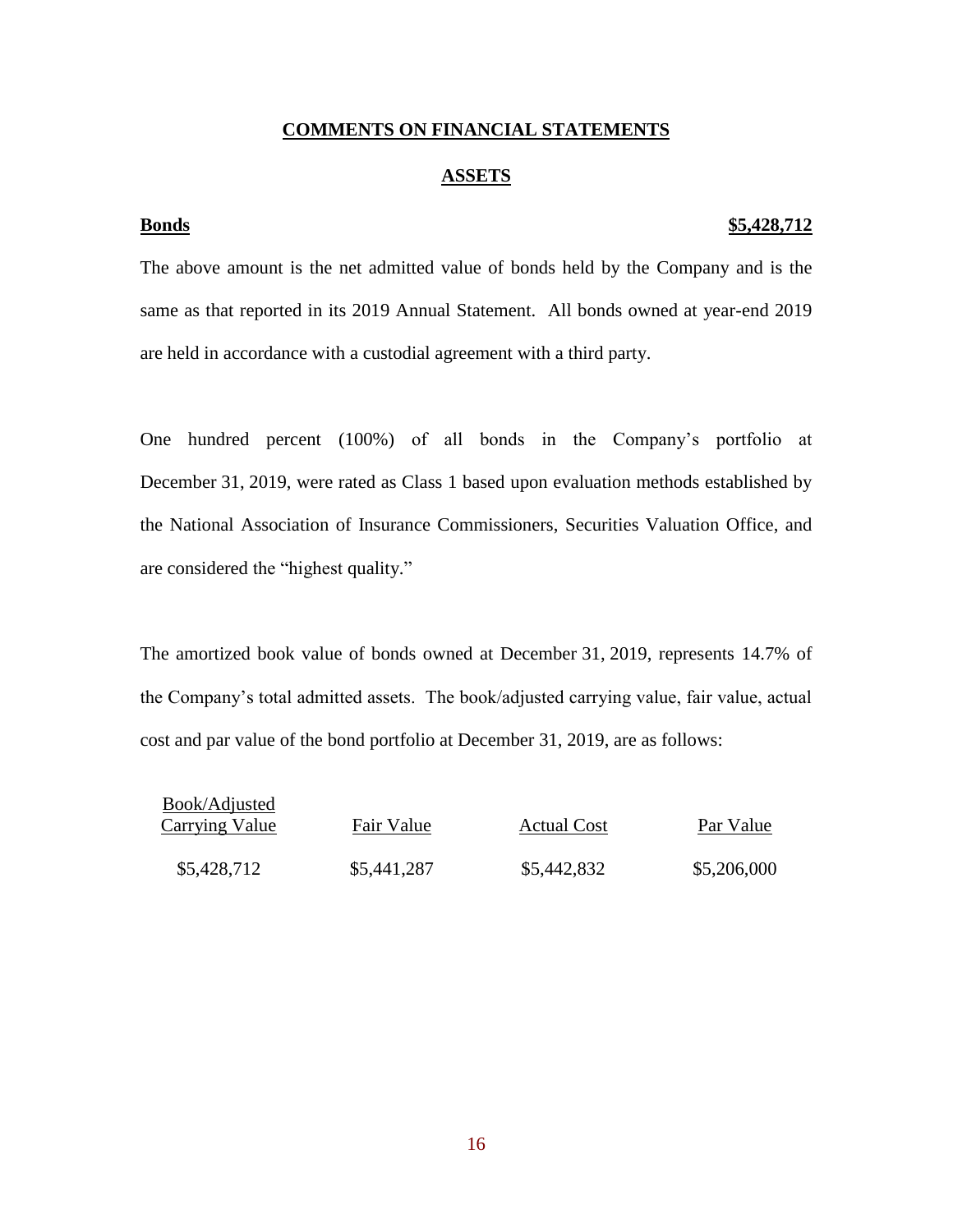## COMMENTS ON FINANCIAL STATEMENTS

### ASSETS

**Bonds** **$5,428,712**

The above amount is the net admitted value of bonds held by the Company and is the same as that reported in its 2019 Annual Statement. All bonds owned at year-end 2019 are held in accordance with a custodial agreement with a third party.

One hundred percent (100%) of all bonds in the Company's portfolio at December 31, 2019, were rated as Class 1 based upon evaluation methods established by the National Association of Insurance Commissioners, Securities Valuation Office, and are considered the "highest quality."

The amortized book value of bonds owned at December 31, 2019, represents 14.7% of the Company's total admitted assets. The book/adjusted carrying value, fair value, actual cost and par value of the bond portfolio at December 31, 2019, are as follows:

| Book/Adjusted Carrying Value | Fair Value | Actual Cost | Par Value |
|---|---|---|---|
| $5,428,712 | $5,441,287 | $5,442,832 | $5,206,000 |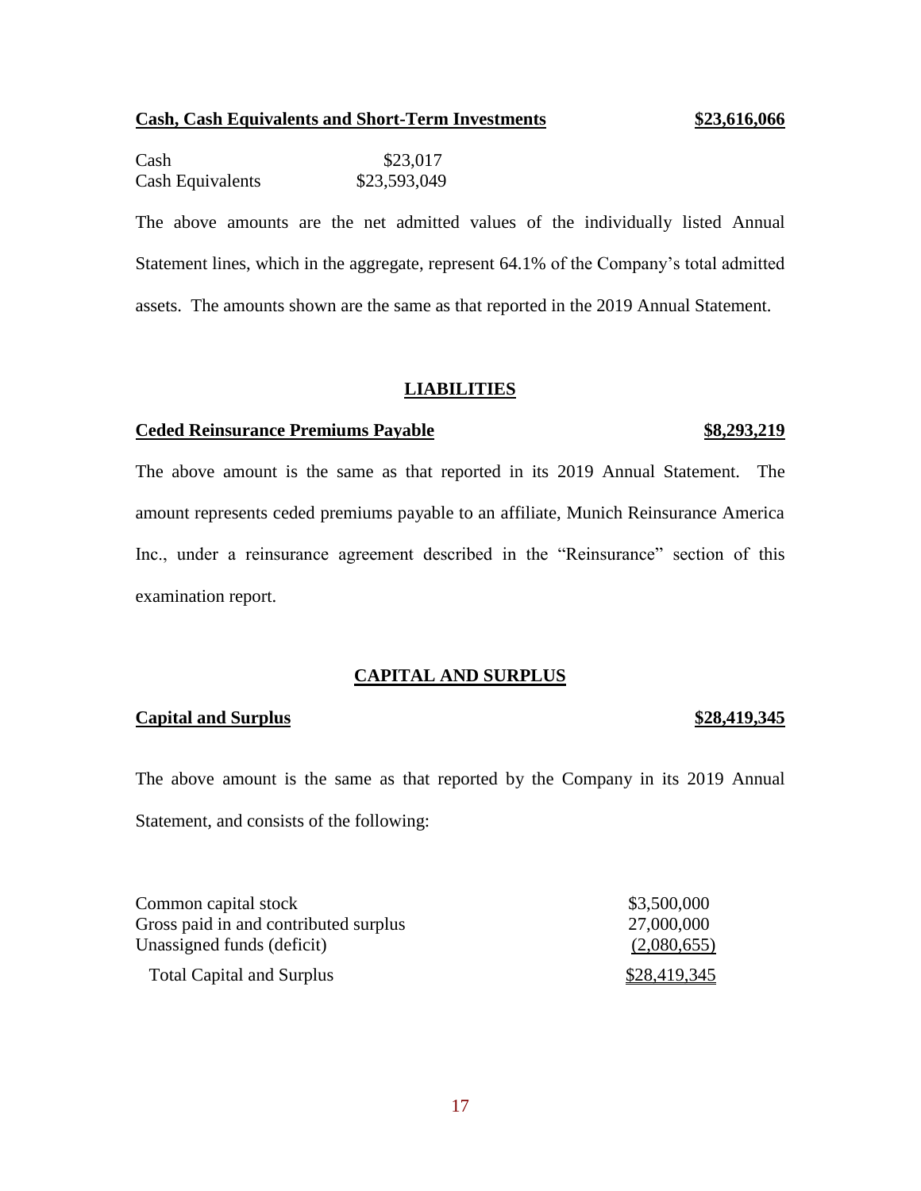**Cash, Cash Equivalents and Short-Term Investments** **$23,616,066**

| | |
|---|---|
| Cash | $23,017 |
| Cash Equivalents | $23,593,049 |

The above amounts are the net admitted values of the individually listed Annual Statement lines, which in the aggregate, represent 64.1% of the Company's total admitted assets. The amounts shown are the same as that reported in the 2019 Annual Statement.

## LIABILITIES

**Ceded Reinsurance Premiums Payable** **$8,293,219**

The above amount is the same as that reported in its 2019 Annual Statement. The amount represents ceded premiums payable to an affiliate, Munich Reinsurance America Inc., under a reinsurance agreement described in the "Reinsurance" section of this examination report.

## CAPITAL AND SURPLUS

**Capital and Surplus** **$28,419,345**

The above amount is the same as that reported by the Company in its 2019 Annual Statement, and consists of the following:

| | |
|---|---|
| Common capital stock | $3,500,000 |
| Gross paid in and contributed surplus | 27,000,000 |
| Unassigned funds (deficit) | (2,080,655) |
| Total Capital and Surplus | $28,419,345 |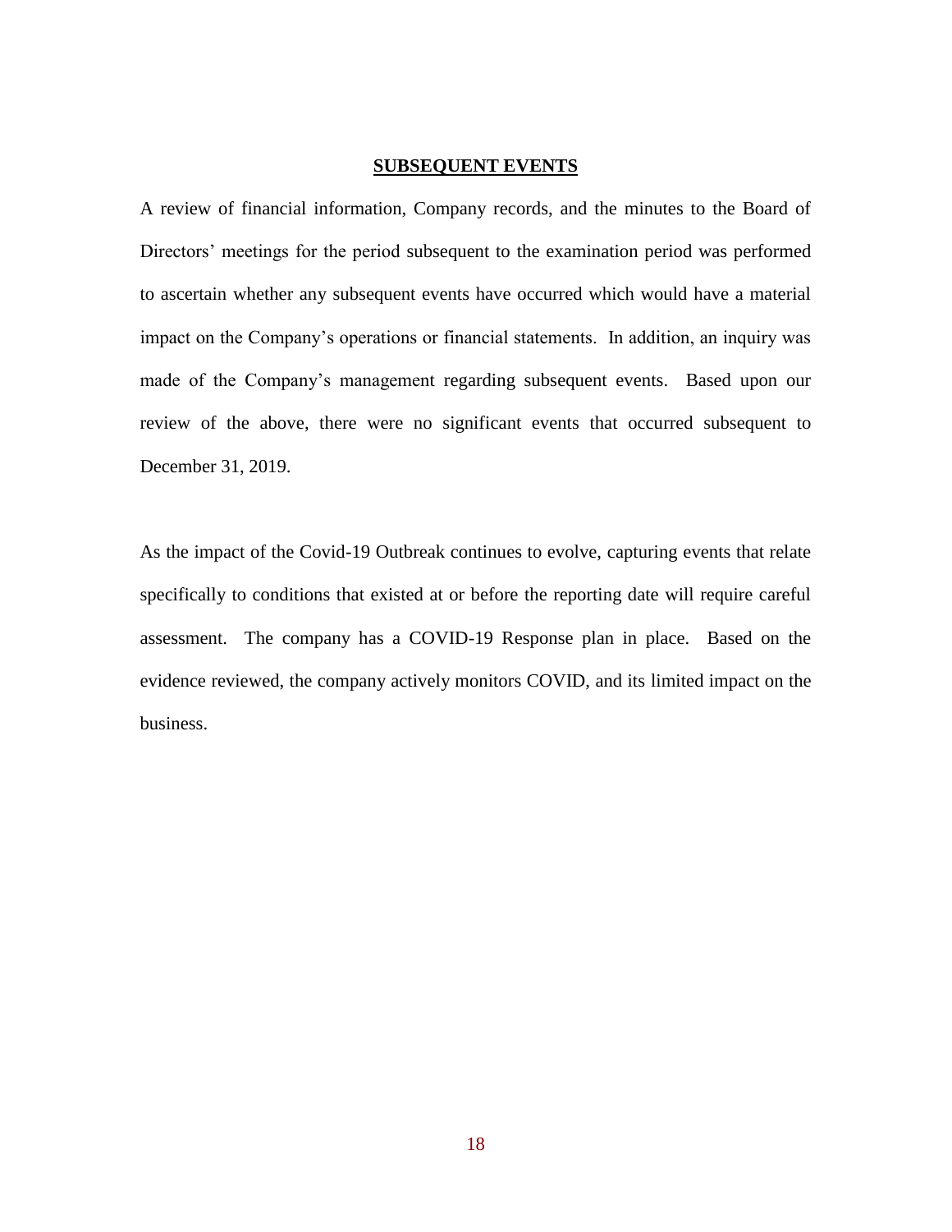## SUBSEQUENT EVENTS

A review of financial information, Company records, and the minutes to the Board of Directors' meetings for the period subsequent to the examination period was performed to ascertain whether any subsequent events have occurred which would have a material impact on the Company's operations or financial statements. In addition, an inquiry was made of the Company's management regarding subsequent events. Based upon our review of the above, there were no significant events that occurred subsequent to December 31, 2019.

As the impact of the Covid-19 Outbreak continues to evolve, capturing events that relate specifically to conditions that existed at or before the reporting date will require careful assessment. The company has a COVID-19 Response plan in place. Based on the evidence reviewed, the company actively monitors COVID, and its limited impact on the business.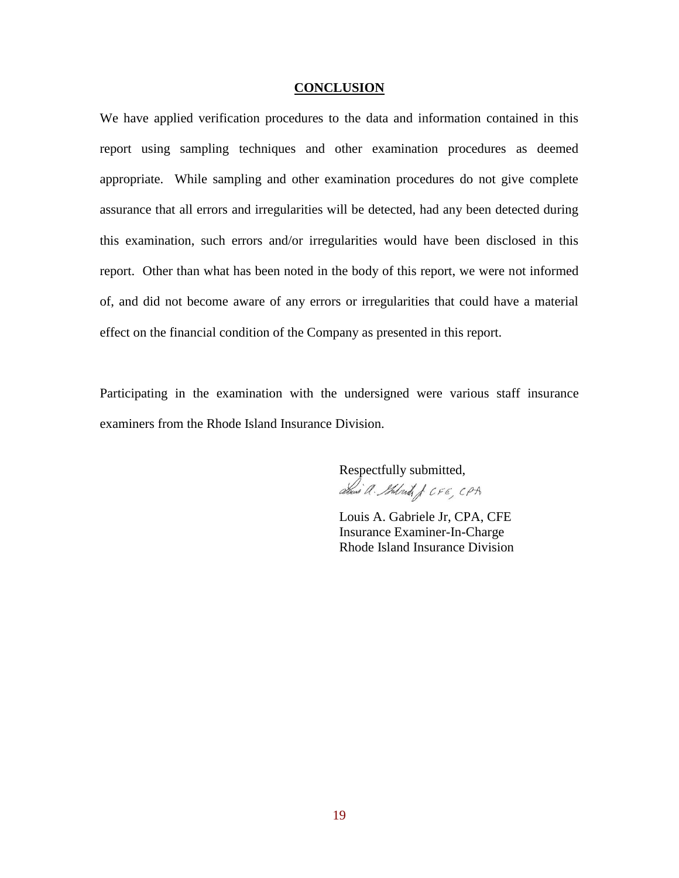## CONCLUSION

We have applied verification procedures to the data and information contained in this report using sampling techniques and other examination procedures as deemed appropriate. While sampling and other examination procedures do not give complete assurance that all errors and irregularities will be detected, had any been detected during this examination, such errors and/or irregularities would have been disclosed in this report. Other than what has been noted in the body of this report, we were not informed of, and did not become aware of any errors or irregularities that could have a material effect on the financial condition of the Company as presented in this report.

Participating in the examination with the undersigned were various staff insurance examiners from the Rhode Island Insurance Division.

Respectfully submitted,

Louis A. Gabriele Jr, CFE, CPA

Louis A. Gabriele Jr, CPA, CFE
Insurance Examiner-In-Charge
Rhode Island Insurance Division